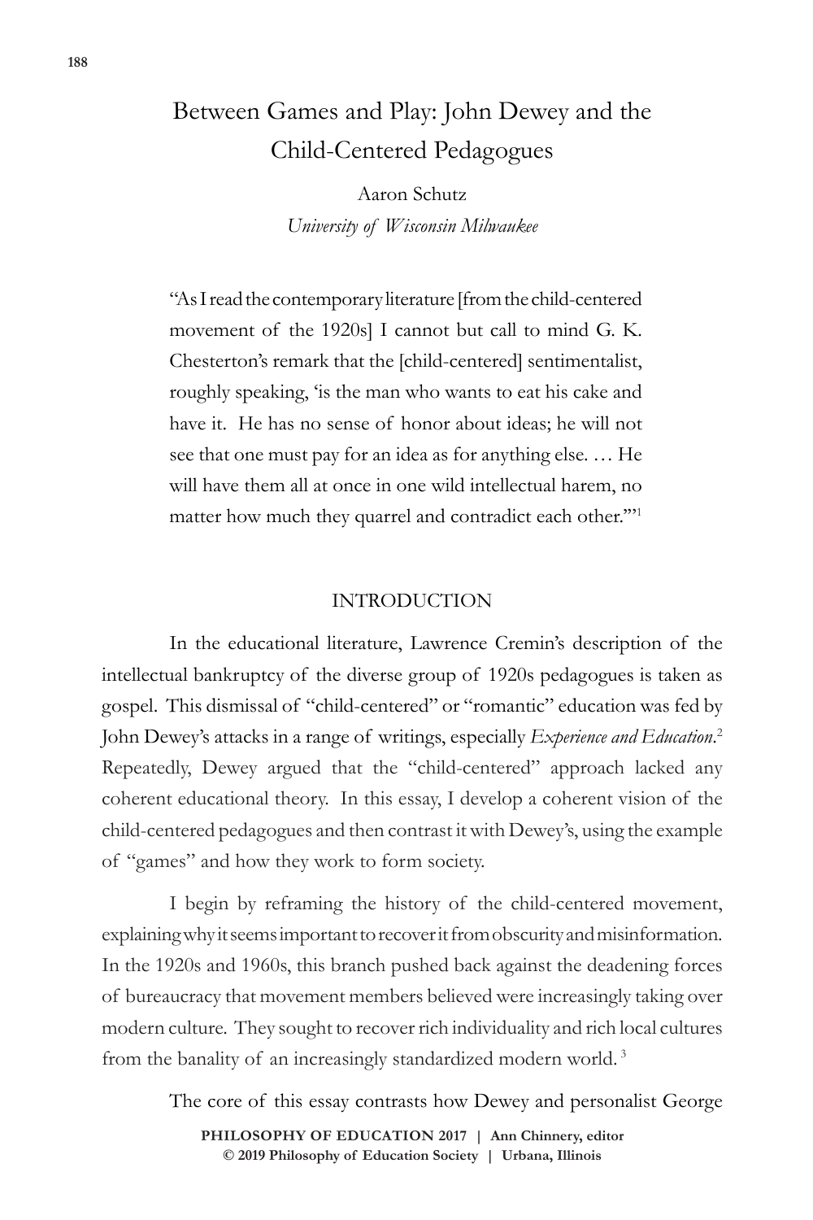# Between Games and Play: John Dewey and the Child-Centered Pedagogues

Aaron Schutz

*University of Wisconsin Milwaukee*

> "As I read the contemporary literature [from the child-centered movement of the 1920s] I cannot but call to mind G. K. Chesterton's remark that the [child-centered] sentimentalist, roughly speaking, 'is the man who wants to eat his cake and have it. He has no sense of honor about ideas; he will not see that one must pay for an idea as for anything else. … He will have them all at once in one wild intellectual harem, no matter how much they quarrel and contradict each other.'"[1]

## INTRODUCTION

In the educational literature, Lawrence Cremin's description of the intellectual bankruptcy of the diverse group of 1920s pedagogues is taken as gospel. This dismissal of "child-centered" or "romantic" education was fed by John Dewey's attacks in a range of writings, especially *Experience and Education*.[2] Repeatedly, Dewey argued that the "child-centered" approach lacked any coherent educational theory. In this essay, I develop a coherent vision of the child-centered pedagogues and then contrast it with Dewey's, using the example of "games" and how they work to form society.

I begin by reframing the history of the child-centered movement, explaining why it seems important to recover it from obscurity and misinformation. In the 1920s and 1960s, this branch pushed back against the deadening forces of bureaucracy that movement members believed were increasingly taking over modern culture. They sought to recover rich individuality and rich local cultures from the banality of an increasingly standardized modern world.[3]

The core of this essay contrasts how Dewey and personalist George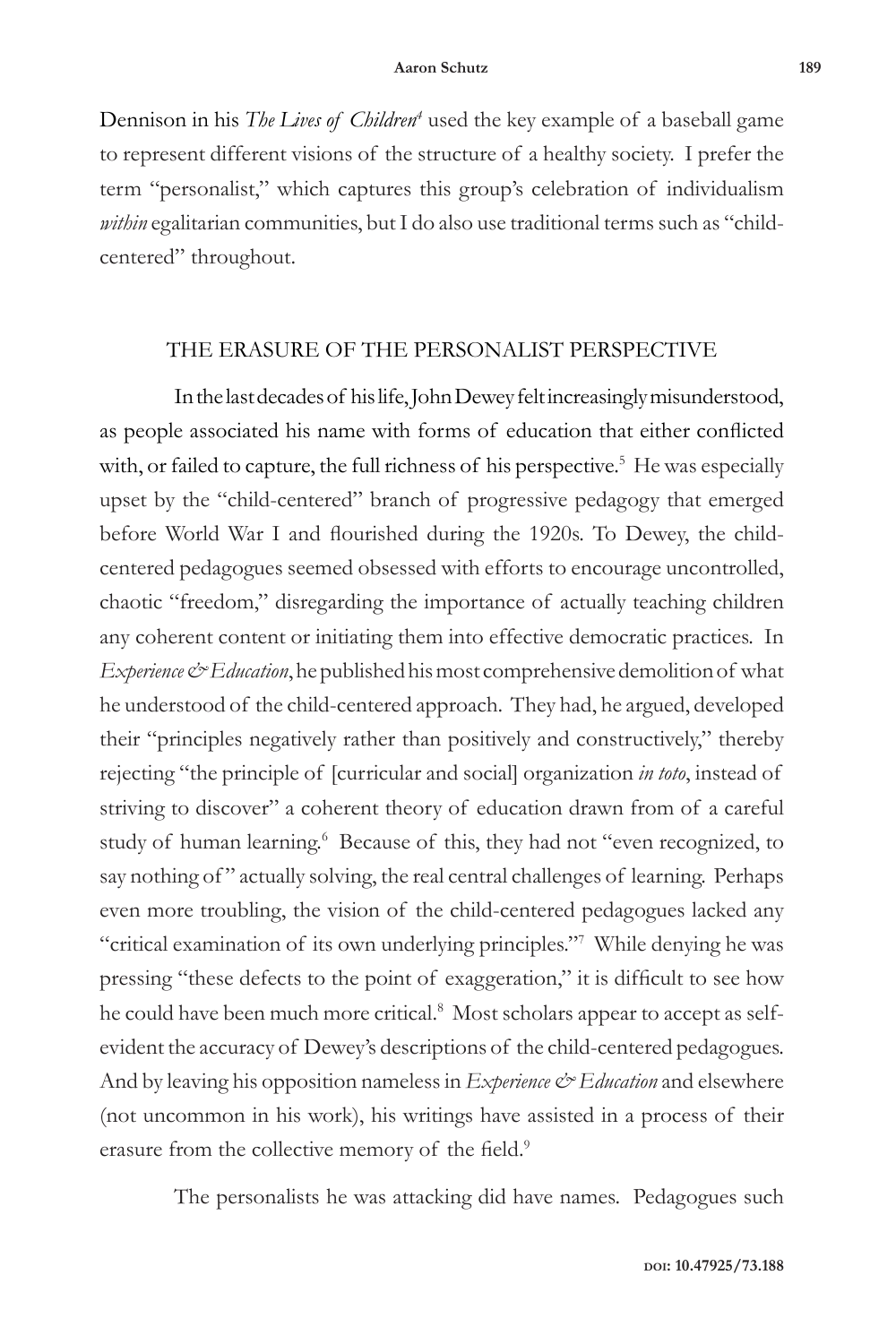Dennison in his *The Lives of Children*[4] used the key example of a baseball game to represent different visions of the structure of a healthy society. I prefer the term "personalist," which captures this group's celebration of individualism *within* egalitarian communities, but I do also use traditional terms such as "child-centered" throughout.

## THE ERASURE OF THE PERSONALIST PERSPECTIVE

In the last decades of his life, John Dewey felt increasingly misunderstood, as people associated his name with forms of education that either conflicted with, or failed to capture, the full richness of his perspective.[5] He was especially upset by the "child-centered" branch of progressive pedagogy that emerged before World War I and flourished during the 1920s. To Dewey, the child-centered pedagogues seemed obsessed with efforts to encourage uncontrolled, chaotic "freedom," disregarding the importance of actually teaching children any coherent content or initiating them into effective democratic practices. In *Experience & Education*, he published his most comprehensive demolition of what he understood of the child-centered approach. They had, he argued, developed their "principles negatively rather than positively and constructively," thereby rejecting "the principle of [curricular and social] organization *in toto*, instead of striving to discover" a coherent theory of education drawn from of a careful study of human learning.[6] Because of this, they had not "even recognized, to say nothing of" actually solving, the real central challenges of learning. Perhaps even more troubling, the vision of the child-centered pedagogues lacked any "critical examination of its own underlying principles."[7] While denying he was pressing "these defects to the point of exaggeration," it is difficult to see how he could have been much more critical.[8] Most scholars appear to accept as self-evident the accuracy of Dewey's descriptions of the child-centered pedagogues. And by leaving his opposition nameless in *Experience & Education* and elsewhere (not uncommon in his work), his writings have assisted in a process of their erasure from the collective memory of the field.[9]

The personalists he was attacking did have names. Pedagogues such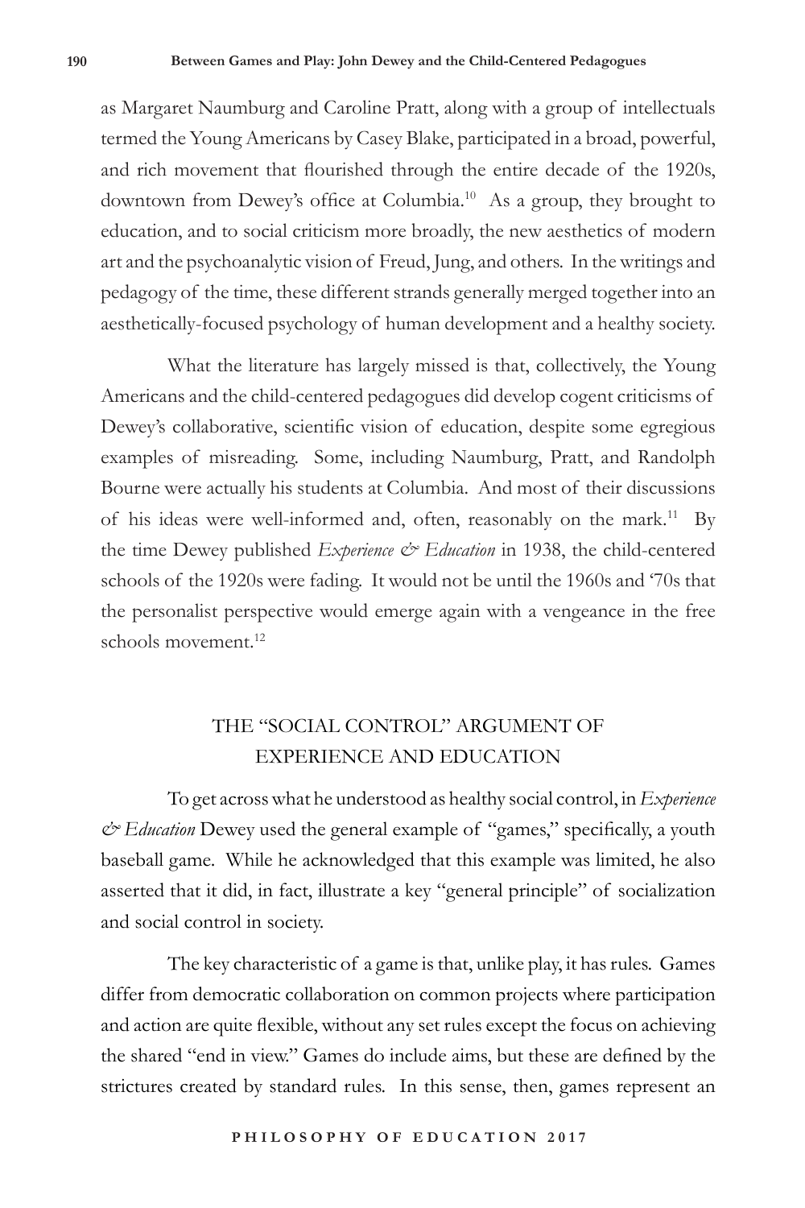as Margaret Naumburg and Caroline Pratt, along with a group of intellectuals termed the Young Americans by Casey Blake, participated in a broad, powerful, and rich movement that flourished through the entire decade of the 1920s, downtown from Dewey's office at Columbia.[10] As a group, they brought to education, and to social criticism more broadly, the new aesthetics of modern art and the psychoanalytic vision of Freud, Jung, and others. In the writings and pedagogy of the time, these different strands generally merged together into an aesthetically-focused psychology of human development and a healthy society.

What the literature has largely missed is that, collectively, the Young Americans and the child-centered pedagogues did develop cogent criticisms of Dewey's collaborative, scientific vision of education, despite some egregious examples of misreading. Some, including Naumburg, Pratt, and Randolph Bourne were actually his students at Columbia. And most of their discussions of his ideas were well-informed and, often, reasonably on the mark.[11] By the time Dewey published *Experience & Education* in 1938, the child-centered schools of the 1920s were fading. It would not be until the 1960s and '70s that the personalist perspective would emerge again with a vengeance in the free schools movement.[12]

## THE "SOCIAL CONTROL" ARGUMENT OF EXPERIENCE AND EDUCATION

To get across what he understood as healthy social control, in *Experience & Education* Dewey used the general example of "games," specifically, a youth baseball game. While he acknowledged that this example was limited, he also asserted that it did, in fact, illustrate a key "general principle" of socialization and social control in society.

The key characteristic of a game is that, unlike play, it has rules. Games differ from democratic collaboration on common projects where participation and action are quite flexible, without any set rules except the focus on achieving the shared "end in view." Games do include aims, but these are defined by the strictures created by standard rules. In this sense, then, games represent an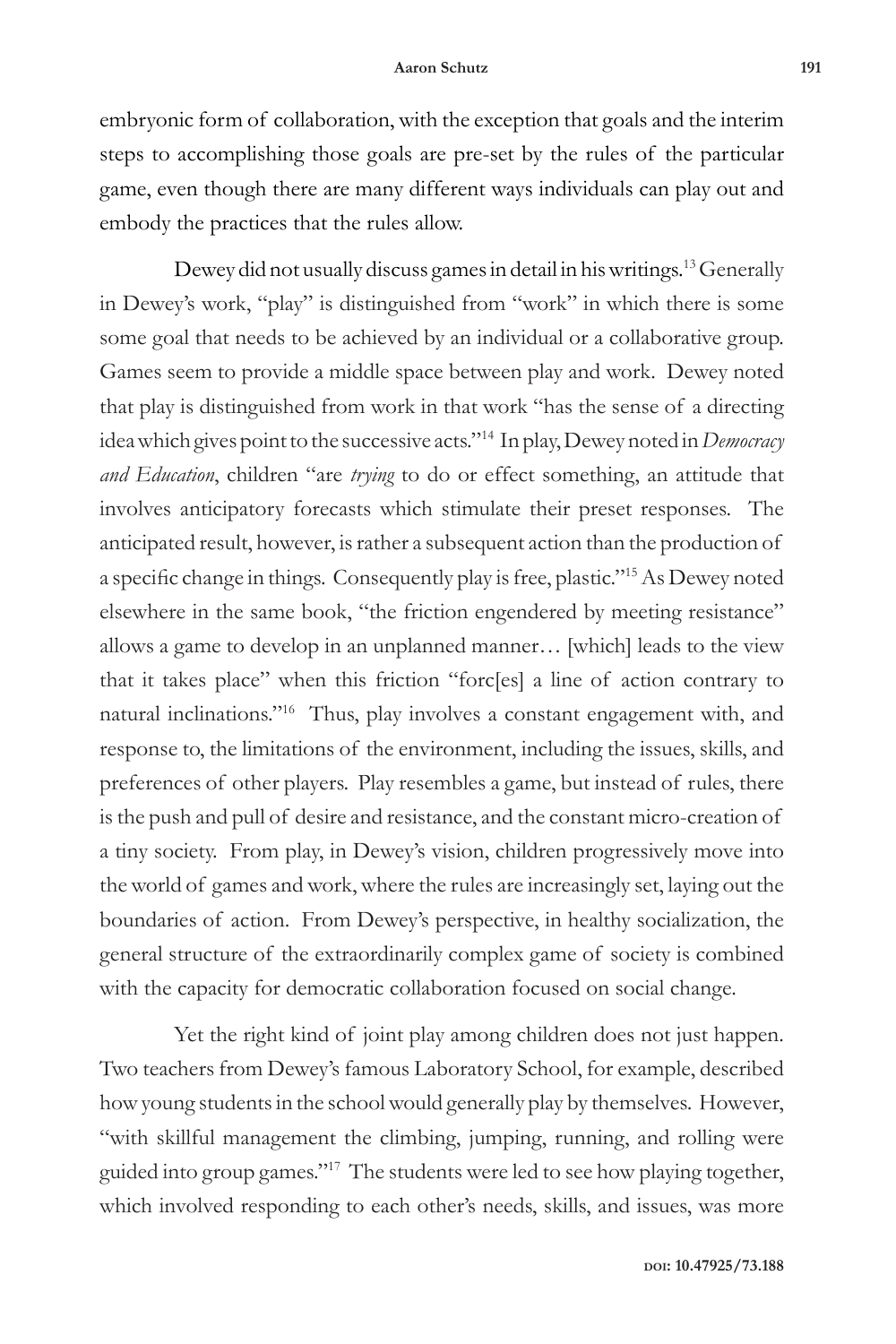embryonic form of collaboration, with the exception that goals and the interim steps to accomplishing those goals are pre-set by the rules of the particular game, even though there are many different ways individuals can play out and embody the practices that the rules allow.

Dewey did not usually discuss games in detail in his writings.[13] Generally in Dewey's work, "play" is distinguished from "work" in which there is some some goal that needs to be achieved by an individual or a collaborative group. Games seem to provide a middle space between play and work. Dewey noted that play is distinguished from work in that work "has the sense of a directing idea which gives point to the successive acts."[14] In play, Dewey noted in *Democracy and Education*, children "are *trying* to do or effect something, an attitude that involves anticipatory forecasts which stimulate their preset responses. The anticipated result, however, is rather a subsequent action than the production of a specific change in things. Consequently play is free, plastic."[15] As Dewey noted elsewhere in the same book, "the friction engendered by meeting resistance" allows a game to develop in an unplanned manner… [which] leads to the view that it takes place" when this friction "forc[es] a line of action contrary to natural inclinations."[16] Thus, play involves a constant engagement with, and response to, the limitations of the environment, including the issues, skills, and preferences of other players. Play resembles a game, but instead of rules, there is the push and pull of desire and resistance, and the constant micro-creation of a tiny society. From play, in Dewey's vision, children progressively move into the world of games and work, where the rules are increasingly set, laying out the boundaries of action. From Dewey's perspective, in healthy socialization, the general structure of the extraordinarily complex game of society is combined with the capacity for democratic collaboration focused on social change.

Yet the right kind of joint play among children does not just happen. Two teachers from Dewey's famous Laboratory School, for example, described how young students in the school would generally play by themselves. However, "with skillful management the climbing, jumping, running, and rolling were guided into group games."[17] The students were led to see how playing together, which involved responding to each other's needs, skills, and issues, was more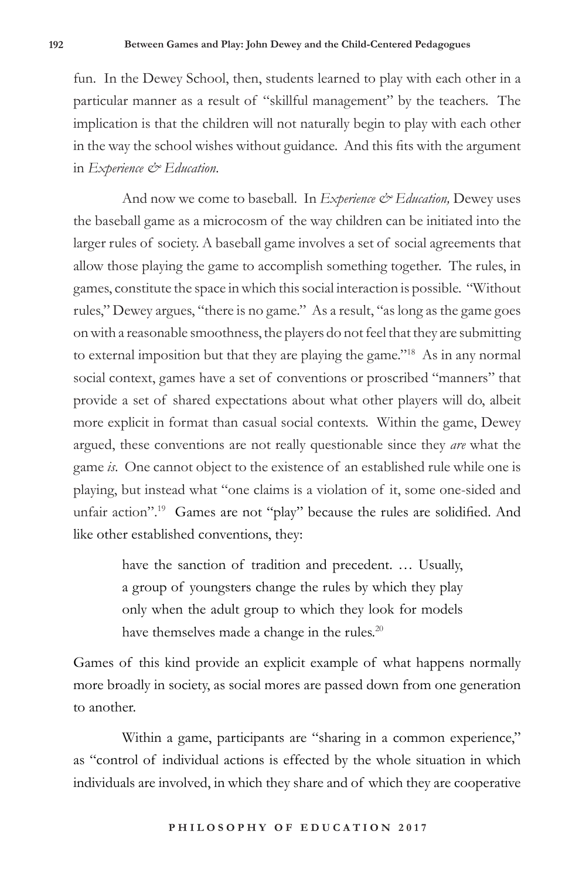fun. In the Dewey School, then, students learned to play with each other in a particular manner as a result of "skillful management" by the teachers. The implication is that the children will not naturally begin to play with each other in the way the school wishes without guidance. And this fits with the argument in *Experience & Education*.

And now we come to baseball. In *Experience & Education,* Dewey uses the baseball game as a microcosm of the way children can be initiated into the larger rules of society. A baseball game involves a set of social agreements that allow those playing the game to accomplish something together. The rules, in games, constitute the space in which this social interaction is possible. "Without rules," Dewey argues, "there is no game." As a result, "as long as the game goes on with a reasonable smoothness, the players do not feel that they are submitting to external imposition but that they are playing the game."[18] As in any normal social context, games have a set of conventions or proscribed "manners" that provide a set of shared expectations about what other players will do, albeit more explicit in format than casual social contexts. Within the game, Dewey argued, these conventions are not really questionable since they *are* what the game *is*. One cannot object to the existence of an established rule while one is playing, but instead what "one claims is a violation of it, some one-sided and unfair action".[19] Games are not "play" because the rules are solidified. And like other established conventions, they:

> have the sanction of tradition and precedent. … Usually, a group of youngsters change the rules by which they play only when the adult group to which they look for models have themselves made a change in the rules.[20]

Games of this kind provide an explicit example of what happens normally more broadly in society, as social mores are passed down from one generation to another.

Within a game, participants are "sharing in a common experience," as "control of individual actions is effected by the whole situation in which individuals are involved, in which they share and of which they are cooperative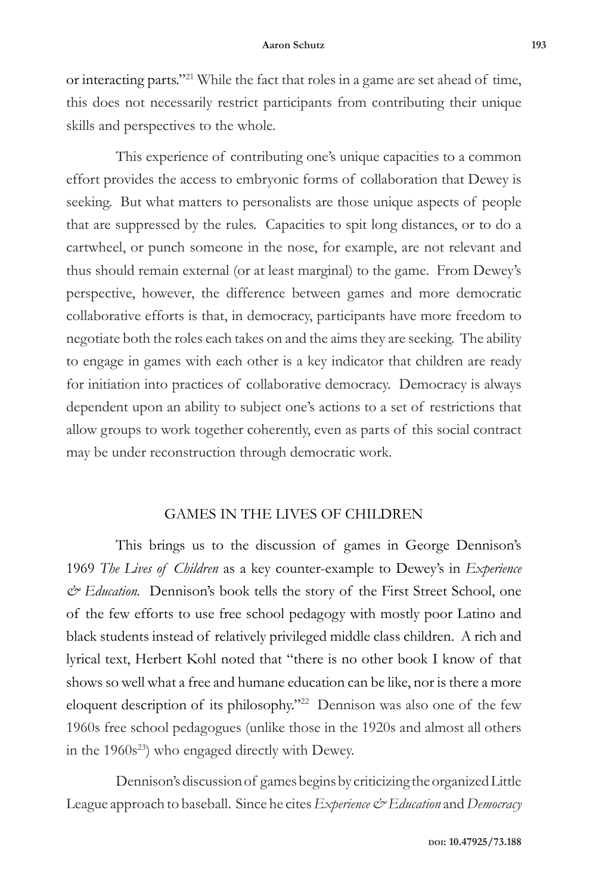or interacting parts."[21] While the fact that roles in a game are set ahead of time, this does not necessarily restrict participants from contributing their unique skills and perspectives to the whole.

This experience of contributing one's unique capacities to a common effort provides the access to embryonic forms of collaboration that Dewey is seeking. But what matters to personalists are those unique aspects of people that are suppressed by the rules. Capacities to spit long distances, or to do a cartwheel, or punch someone in the nose, for example, are not relevant and thus should remain external (or at least marginal) to the game. From Dewey's perspective, however, the difference between games and more democratic collaborative efforts is that, in democracy, participants have more freedom to negotiate both the roles each takes on and the aims they are seeking. The ability to engage in games with each other is a key indicator that children are ready for initiation into practices of collaborative democracy. Democracy is always dependent upon an ability to subject one's actions to a set of restrictions that allow groups to work together coherently, even as parts of this social contract may be under reconstruction through democratic work.

## GAMES IN THE LIVES OF CHILDREN

This brings us to the discussion of games in George Dennison's 1969 *The Lives of Children* as a key counter-example to Dewey's in *Experience & Education*. Dennison's book tells the story of the First Street School, one of the few efforts to use free school pedagogy with mostly poor Latino and black students instead of relatively privileged middle class children. A rich and lyrical text, Herbert Kohl noted that "there is no other book I know of that shows so well what a free and humane education can be like, nor is there a more eloquent description of its philosophy."[22] Dennison was also one of the few 1960s free school pedagogues (unlike those in the 1920s and almost all others in the 1960s[23]) who engaged directly with Dewey.

Dennison's discussion of games begins by criticizing the organized Little League approach to baseball. Since he cites *Experience & Education* and *Democracy*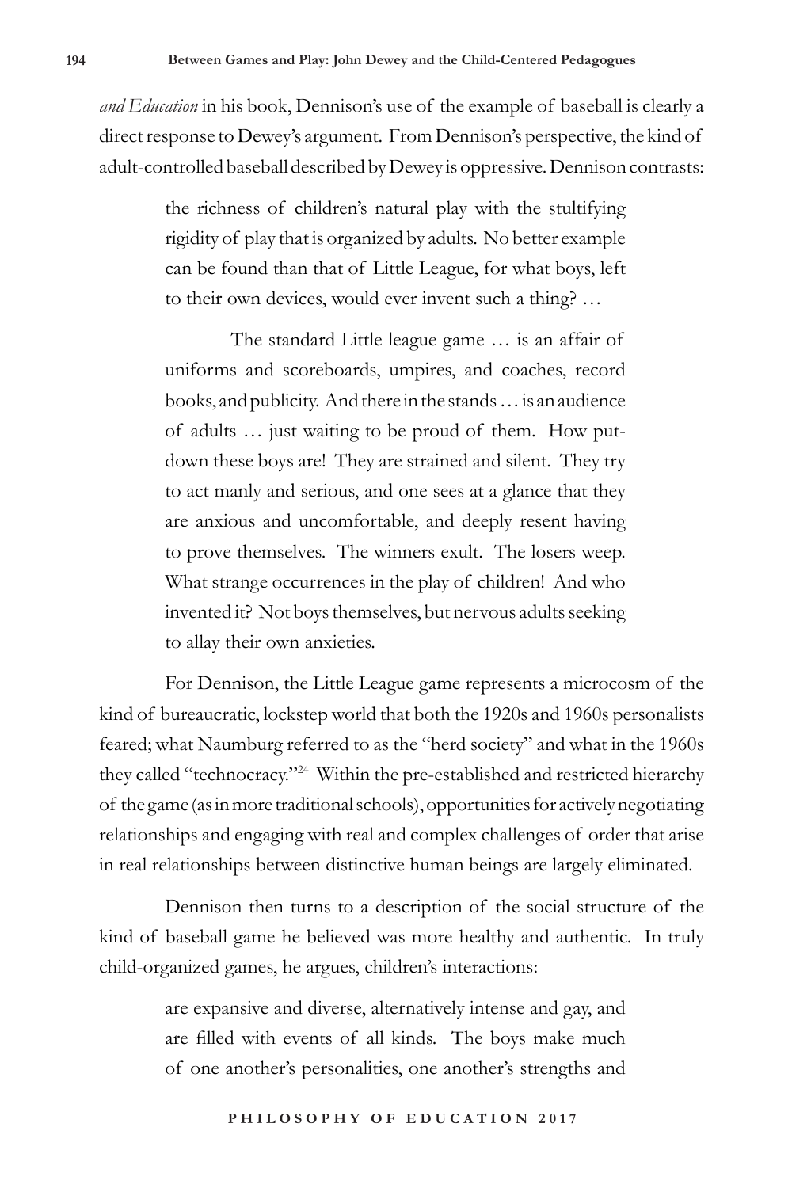*and Education* in his book, Dennison's use of the example of baseball is clearly a direct response to Dewey's argument. From Dennison's perspective, the kind of adult-controlled baseball described by Dewey is oppressive. Dennison contrasts:

> the richness of children's natural play with the stultifying rigidity of play that is organized by adults. No better example can be found than that of Little League, for what boys, left to their own devices, would ever invent such a thing? …
>
> The standard Little league game … is an affair of uniforms and scoreboards, umpires, and coaches, record books, and publicity. And there in the stands … is an audience of adults … just waiting to be proud of them. How put-down these boys are! They are strained and silent. They try to act manly and serious, and one sees at a glance that they are anxious and uncomfortable, and deeply resent having to prove themselves. The winners exult. The losers weep. What strange occurrences in the play of children! And who invented it? Not boys themselves, but nervous adults seeking to allay their own anxieties.

For Dennison, the Little League game represents a microcosm of the kind of bureaucratic, lockstep world that both the 1920s and 1960s personalists feared; what Naumburg referred to as the "herd society" and what in the 1960s they called "technocracy."[24] Within the pre-established and restricted hierarchy of the game (as in more traditional schools), opportunities for actively negotiating relationships and engaging with real and complex challenges of order that arise in real relationships between distinctive human beings are largely eliminated.

Dennison then turns to a description of the social structure of the kind of baseball game he believed was more healthy and authentic. In truly child-organized games, he argues, children's interactions:

> are expansive and diverse, alternatively intense and gay, and are filled with events of all kinds. The boys make much of one another's personalities, one another's strengths and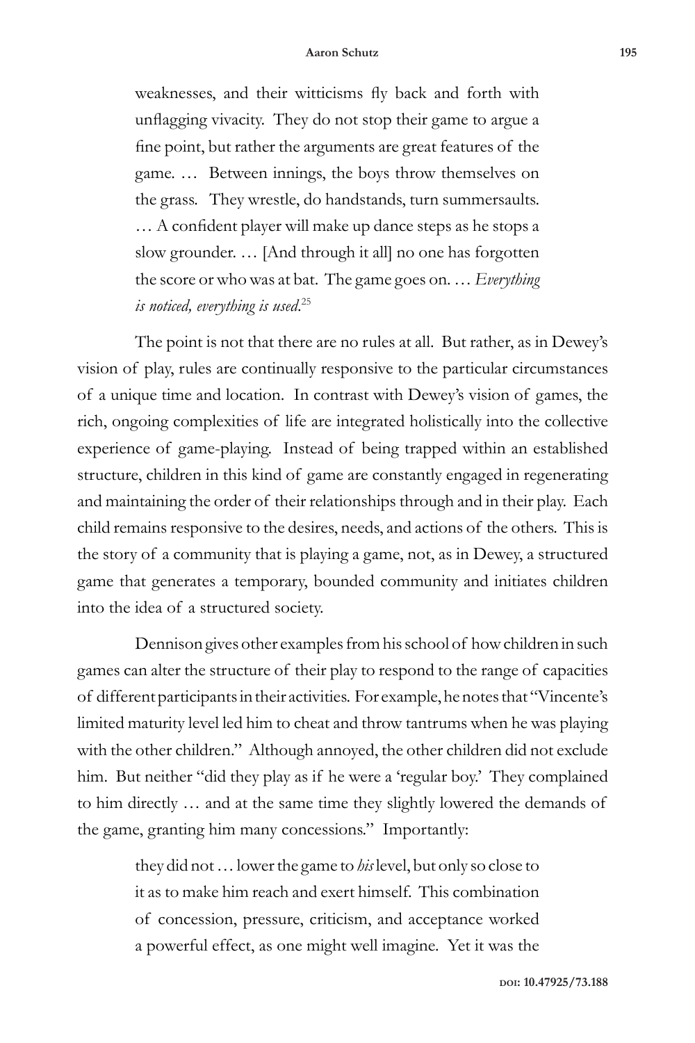> weaknesses, and their witticisms fly back and forth with unflagging vivacity. They do not stop their game to argue a fine point, but rather the arguments are great features of the game. … Between innings, the boys throw themselves on the grass. They wrestle, do handstands, turn summersaults. … A confident player will make up dance steps as he stops a slow grounder. … [And through it all] no one has forgotten the score or who was at bat. The game goes on. … *Everything is noticed, everything is used*.[25]

The point is not that there are no rules at all. But rather, as in Dewey's vision of play, rules are continually responsive to the particular circumstances of a unique time and location. In contrast with Dewey's vision of games, the rich, ongoing complexities of life are integrated holistically into the collective experience of game-playing. Instead of being trapped within an established structure, children in this kind of game are constantly engaged in regenerating and maintaining the order of their relationships through and in their play. Each child remains responsive to the desires, needs, and actions of the others. This is the story of a community that is playing a game, not, as in Dewey, a structured game that generates a temporary, bounded community and initiates children into the idea of a structured society.

Dennison gives other examples from his school of how children in such games can alter the structure of their play to respond to the range of capacities of different participants in their activities. For example, he notes that "Vincente's limited maturity level led him to cheat and throw tantrums when he was playing with the other children." Although annoyed, the other children did not exclude him. But neither "did they play as if he were a 'regular boy.' They complained to him directly … and at the same time they slightly lowered the demands of the game, granting him many concessions." Importantly:

> they did not … lower the game to *his* level, but only so close to it as to make him reach and exert himself. This combination of concession, pressure, criticism, and acceptance worked a powerful effect, as one might well imagine. Yet it was the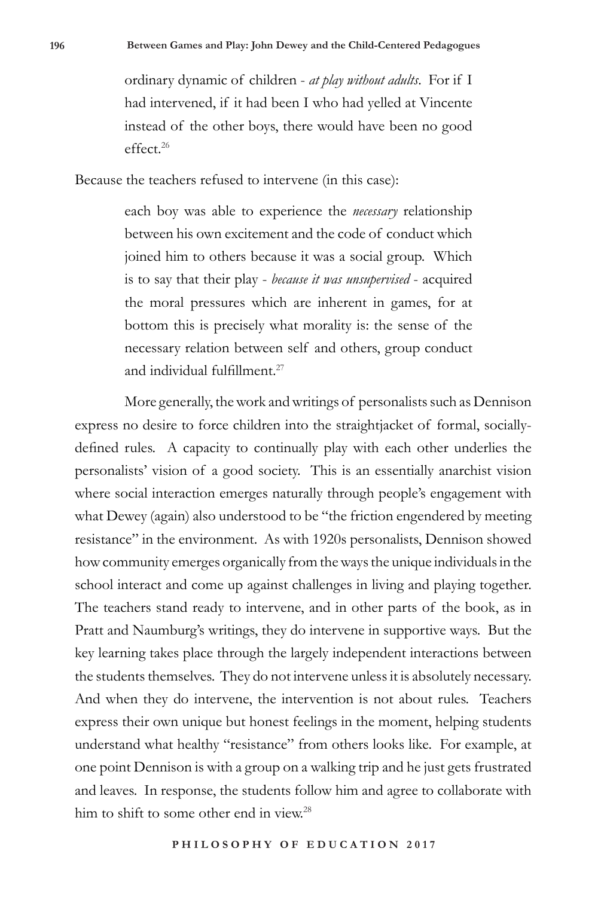ordinary dynamic of children - *at play without adults*. For if I had intervened, if it had been I who had yelled at Vincente instead of the other boys, there would have been no good effect.[26]

Because the teachers refused to intervene (in this case):

> each boy was able to experience the *necessary* relationship between his own excitement and the code of conduct which joined him to others because it was a social group. Which is to say that their play - *because it was unsupervised* - acquired the moral pressures which are inherent in games, for at bottom this is precisely what morality is: the sense of the necessary relation between self and others, group conduct and individual fulfillment.[27]

More generally, the work and writings of personalists such as Dennison express no desire to force children into the straightjacket of formal, socially-defined rules. A capacity to continually play with each other underlies the personalists' vision of a good society. This is an essentially anarchist vision where social interaction emerges naturally through people's engagement with what Dewey (again) also understood to be "the friction engendered by meeting resistance" in the environment. As with 1920s personalists, Dennison showed how community emerges organically from the ways the unique individuals in the school interact and come up against challenges in living and playing together. The teachers stand ready to intervene, and in other parts of the book, as in Pratt and Naumburg's writings, they do intervene in supportive ways. But the key learning takes place through the largely independent interactions between the students themselves. They do not intervene unless it is absolutely necessary. And when they do intervene, the intervention is not about rules. Teachers express their own unique but honest feelings in the moment, helping students understand what healthy "resistance" from others looks like. For example, at one point Dennison is with a group on a walking trip and he just gets frustrated and leaves. In response, the students follow him and agree to collaborate with him to shift to some other end in view.[28]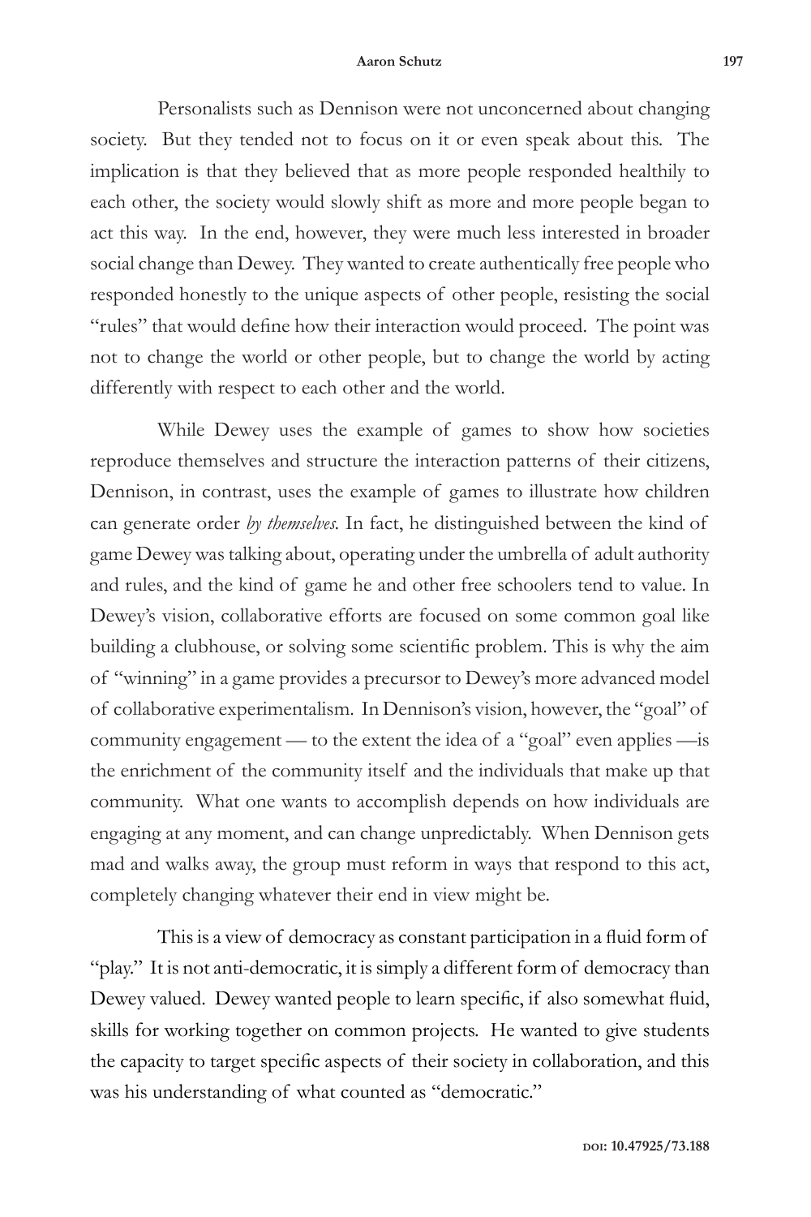Personalists such as Dennison were not unconcerned about changing society. But they tended not to focus on it or even speak about this. The implication is that they believed that as more people responded healthily to each other, the society would slowly shift as more and more people began to act this way. In the end, however, they were much less interested in broader social change than Dewey. They wanted to create authentically free people who responded honestly to the unique aspects of other people, resisting the social "rules" that would define how their interaction would proceed. The point was not to change the world or other people, but to change the world by acting differently with respect to each other and the world.

While Dewey uses the example of games to show how societies reproduce themselves and structure the interaction patterns of their citizens, Dennison, in contrast, uses the example of games to illustrate how children can generate order *by themselves*. In fact, he distinguished between the kind of game Dewey was talking about, operating under the umbrella of adult authority and rules, and the kind of game he and other free schoolers tend to value. In Dewey's vision, collaborative efforts are focused on some common goal like building a clubhouse, or solving some scientific problem. This is why the aim of "winning" in a game provides a precursor to Dewey's more advanced model of collaborative experimentalism. In Dennison's vision, however, the "goal" of community engagement — to the extent the idea of a "goal" even applies —is the enrichment of the community itself and the individuals that make up that community. What one wants to accomplish depends on how individuals are engaging at any moment, and can change unpredictably. When Dennison gets mad and walks away, the group must reform in ways that respond to this act, completely changing whatever their end in view might be.

This is a view of democracy as constant participation in a fluid form of "play." It is not anti-democratic, it is simply a different form of democracy than Dewey valued. Dewey wanted people to learn specific, if also somewhat fluid, skills for working together on common projects. He wanted to give students the capacity to target specific aspects of their society in collaboration, and this was his understanding of what counted as "democratic."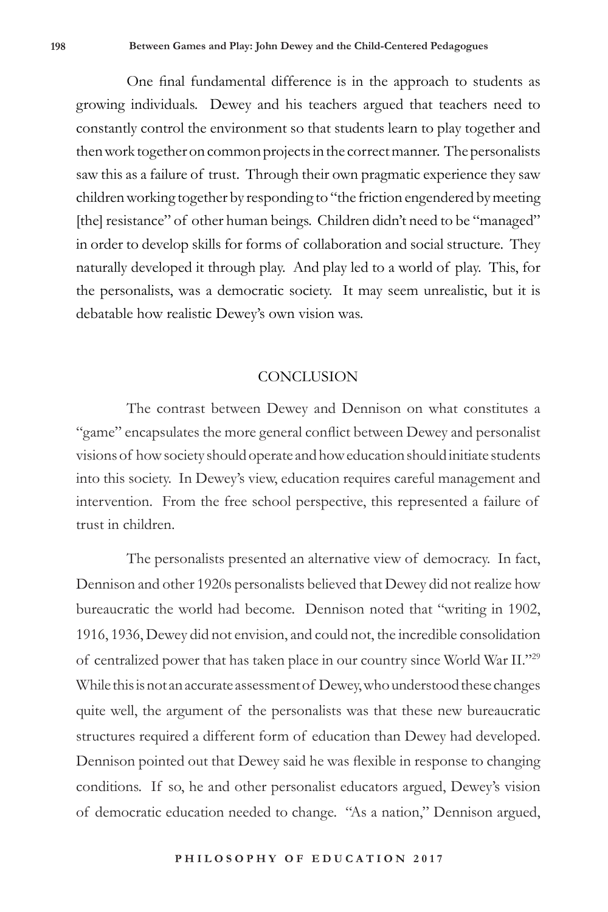One final fundamental difference is in the approach to students as growing individuals. Dewey and his teachers argued that teachers need to constantly control the environment so that students learn to play together and then work together on common projects in the correct manner. The personalists saw this as a failure of trust. Through their own pragmatic experience they saw children working together by responding to "the friction engendered by meeting [the] resistance" of other human beings. Children didn't need to be "managed" in order to develop skills for forms of collaboration and social structure. They naturally developed it through play. And play led to a world of play. This, for the personalists, was a democratic society. It may seem unrealistic, but it is debatable how realistic Dewey's own vision was.

## CONCLUSION

The contrast between Dewey and Dennison on what constitutes a "game" encapsulates the more general conflict between Dewey and personalist visions of how society should operate and how education should initiate students into this society. In Dewey's view, education requires careful management and intervention. From the free school perspective, this represented a failure of trust in children.

The personalists presented an alternative view of democracy. In fact, Dennison and other 1920s personalists believed that Dewey did not realize how bureaucratic the world had become. Dennison noted that "writing in 1902, 1916, 1936, Dewey did not envision, and could not, the incredible consolidation of centralized power that has taken place in our country since World War II."[29] While this is not an accurate assessment of Dewey, who understood these changes quite well, the argument of the personalists was that these new bureaucratic structures required a different form of education than Dewey had developed. Dennison pointed out that Dewey said he was flexible in response to changing conditions. If so, he and other personalist educators argued, Dewey's vision of democratic education needed to change. "As a nation," Dennison argued,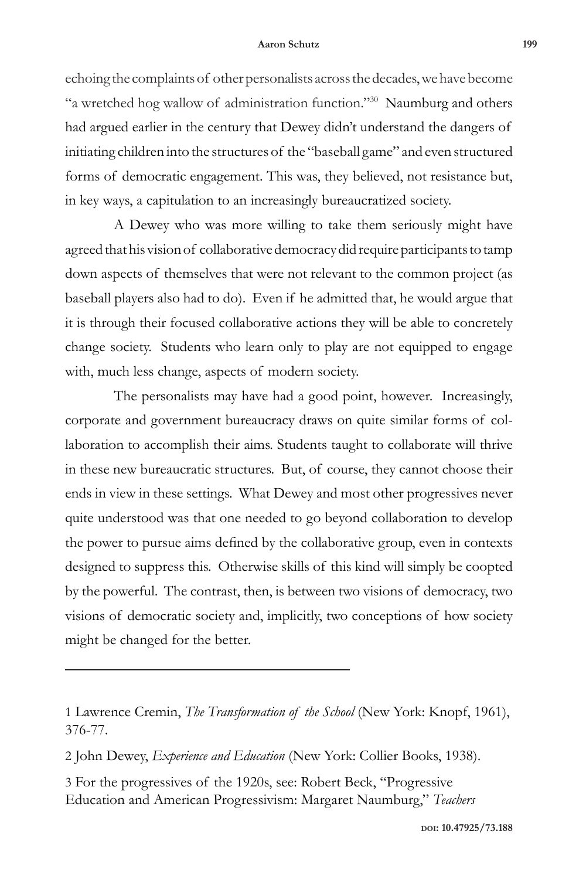echoing the complaints of other personalists across the decades, we have become "a wretched hog wallow of administration function."[30] Naumburg and others had argued earlier in the century that Dewey didn't understand the dangers of initiating children into the structures of the "baseball game" and even structured forms of democratic engagement. This was, they believed, not resistance but, in key ways, a capitulation to an increasingly bureaucratized society.

A Dewey who was more willing to take them seriously might have agreed that his vision of collaborative democracy did require participants to tamp down aspects of themselves that were not relevant to the common project (as baseball players also had to do). Even if he admitted that, he would argue that it is through their focused collaborative actions they will be able to concretely change society. Students who learn only to play are not equipped to engage with, much less change, aspects of modern society.

The personalists may have had a good point, however. Increasingly, corporate and government bureaucracy draws on quite similar forms of collaboration to accomplish their aims. Students taught to collaborate will thrive in these new bureaucratic structures. But, of course, they cannot choose their ends in view in these settings. What Dewey and most other progressives never quite understood was that one needed to go beyond collaboration to develop the power to pursue aims defined by the collaborative group, even in contexts designed to suppress this. Otherwise skills of this kind will simply be coopted by the powerful. The contrast, then, is between two visions of democracy, two visions of democratic society and, implicitly, two conceptions of how society might be changed for the better.

---

1 Lawrence Cremin, *The Transformation of the School* (New York: Knopf, 1961), 376-77.

2 John Dewey, *Experience and Education* (New York: Collier Books, 1938).

3 For the progressives of the 1920s, see: Robert Beck, "Progressive Education and American Progressivism: Margaret Naumburg," *Teachers*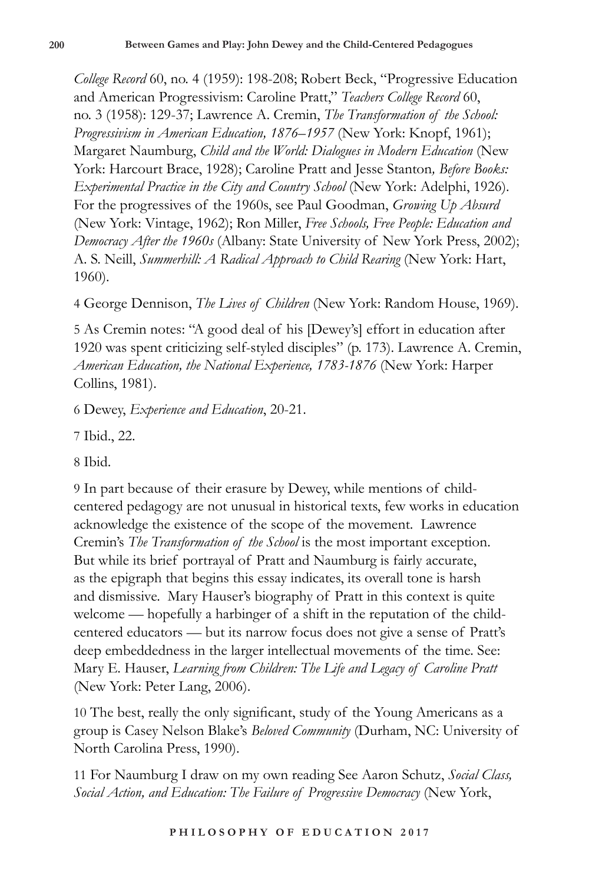*College Record* 60, no. 4 (1959): 198-208; Robert Beck, "Progressive Education and American Progressivism: Caroline Pratt," *Teachers College Record* 60, no. 3 (1958): 129-37; Lawrence A. Cremin, *The Transformation of the School: Progressivism in American Education, 1876–1957* (New York: Knopf, 1961); Margaret Naumburg, *Child and the World: Dialogues in Modern Education* (New York: Harcourt Brace, 1928); Caroline Pratt and Jesse Stanton*, Before Books: Experimental Practice in the City and Country School* (New York: Adelphi, 1926). For the progressives of the 1960s, see Paul Goodman, *Growing Up Absurd* (New York: Vintage, 1962); Ron Miller, *Free Schools, Free People: Education and Democracy After the 1960s* (Albany: State University of New York Press, 2002); A. S. Neill, *Summerhill: A Radical Approach to Child Rearing* (New York: Hart, 1960).

4 George Dennison, *The Lives of Children* (New York: Random House, 1969).

5 As Cremin notes: "A good deal of his [Dewey's] effort in education after 1920 was spent criticizing self-styled disciples" (p. 173). Lawrence A. Cremin, *American Education, the National Experience, 1783-1876* (New York: Harper Collins, 1981).

6 Dewey, *Experience and Education*, 20-21.

7 Ibid., 22.

8 Ibid.

9 In part because of their erasure by Dewey, while mentions of child-centered pedagogy are not unusual in historical texts, few works in education acknowledge the existence of the scope of the movement. Lawrence Cremin's *The Transformation of the School* is the most important exception. But while its brief portrayal of Pratt and Naumburg is fairly accurate, as the epigraph that begins this essay indicates, its overall tone is harsh and dismissive. Mary Hauser's biography of Pratt in this context is quite welcome — hopefully a harbinger of a shift in the reputation of the child-centered educators — but its narrow focus does not give a sense of Pratt's deep embeddedness in the larger intellectual movements of the time. See: Mary E. Hauser, *Learning from Children: The Life and Legacy of Caroline Pratt* (New York: Peter Lang, 2006).

10 The best, really the only significant, study of the Young Americans as a group is Casey Nelson Blake's *Beloved Community* (Durham, NC: University of North Carolina Press, 1990).

11 For Naumburg I draw on my own reading See Aaron Schutz, *Social Class, Social Action, and Education: The Failure of Progressive Democracy* (New York,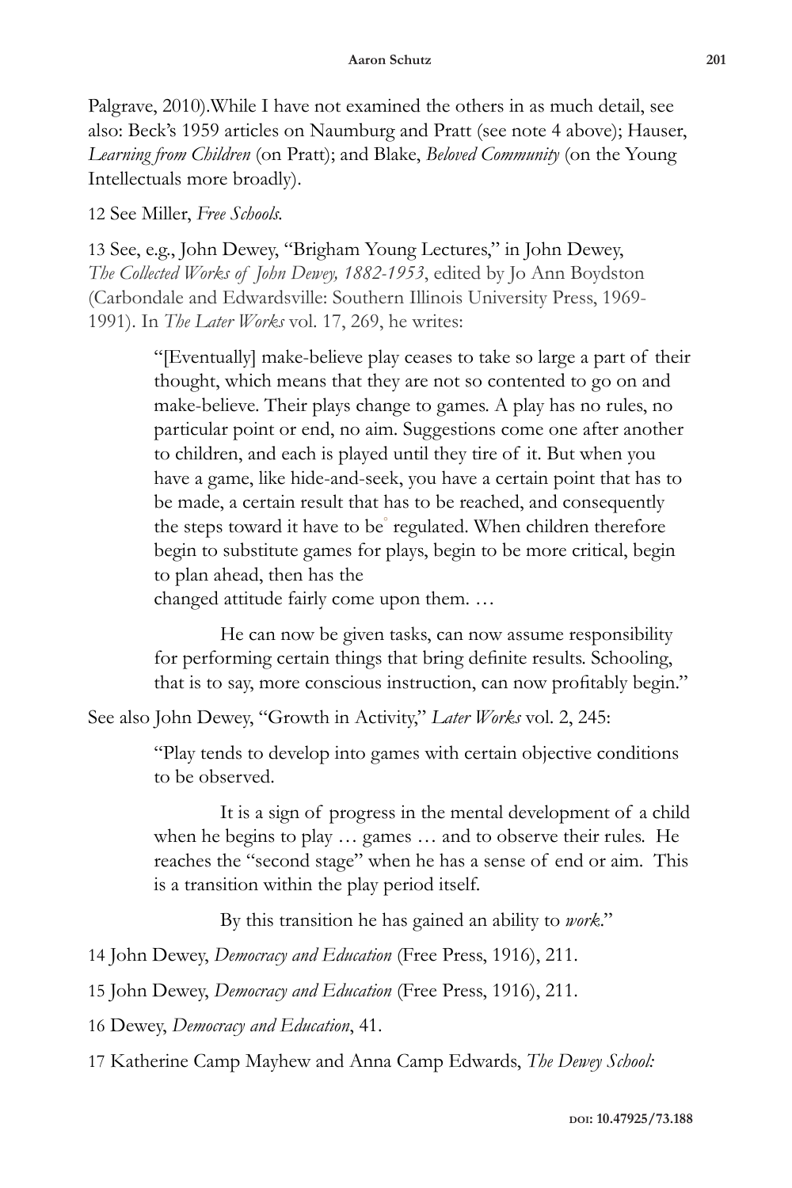Palgrave, 2010).While I have not examined the others in as much detail, see also: Beck's 1959 articles on Naumburg and Pratt (see note 4 above); Hauser, *Learning from Children* (on Pratt); and Blake, *Beloved Community* (on the Young Intellectuals more broadly).

12 See Miller, *Free Schools.*

13 See, e.g., John Dewey, "Brigham Young Lectures," in John Dewey, *The Collected Works of John Dewey, 1882-1953*, edited by Jo Ann Boydston (Carbondale and Edwardsville: Southern Illinois University Press, 1969-1991). In *The Later Works* vol. 17, 269, he writes:

> "[Eventually] make-believe play ceases to take so large a part of their thought, which means that they are not so contented to go on and make-believe. Their plays change to games. A play has no rules, no particular point or end, no aim. Suggestions come one after another to children, and each is played until they tire of it. But when you have a game, like hide-and-seek, you have a certain point that has to be made, a certain result that has to be reached, and consequently the steps toward it have to be regulated. When children therefore begin to substitute games for plays, begin to be more critical, begin to plan ahead, then has the
> changed attitude fairly come upon them. …
>
> He can now be given tasks, can now assume responsibility for performing certain things that bring definite results. Schooling, that is to say, more conscious instruction, can now profitably begin."

See also John Dewey, "Growth in Activity," *Later Works* vol. 2, 245:

> "Play tends to develop into games with certain objective conditions to be observed.
>
> It is a sign of progress in the mental development of a child when he begins to play … games … and to observe their rules. He reaches the "second stage" when he has a sense of end or aim. This is a transition within the play period itself.
>
> By this transition he has gained an ability to *work*."

14 John Dewey, *Democracy and Education* (Free Press, 1916), 211.

15 John Dewey, *Democracy and Education* (Free Press, 1916), 211.

16 Dewey, *Democracy and Education*, 41.

17 Katherine Camp Mayhew and Anna Camp Edwards, *The Dewey School:*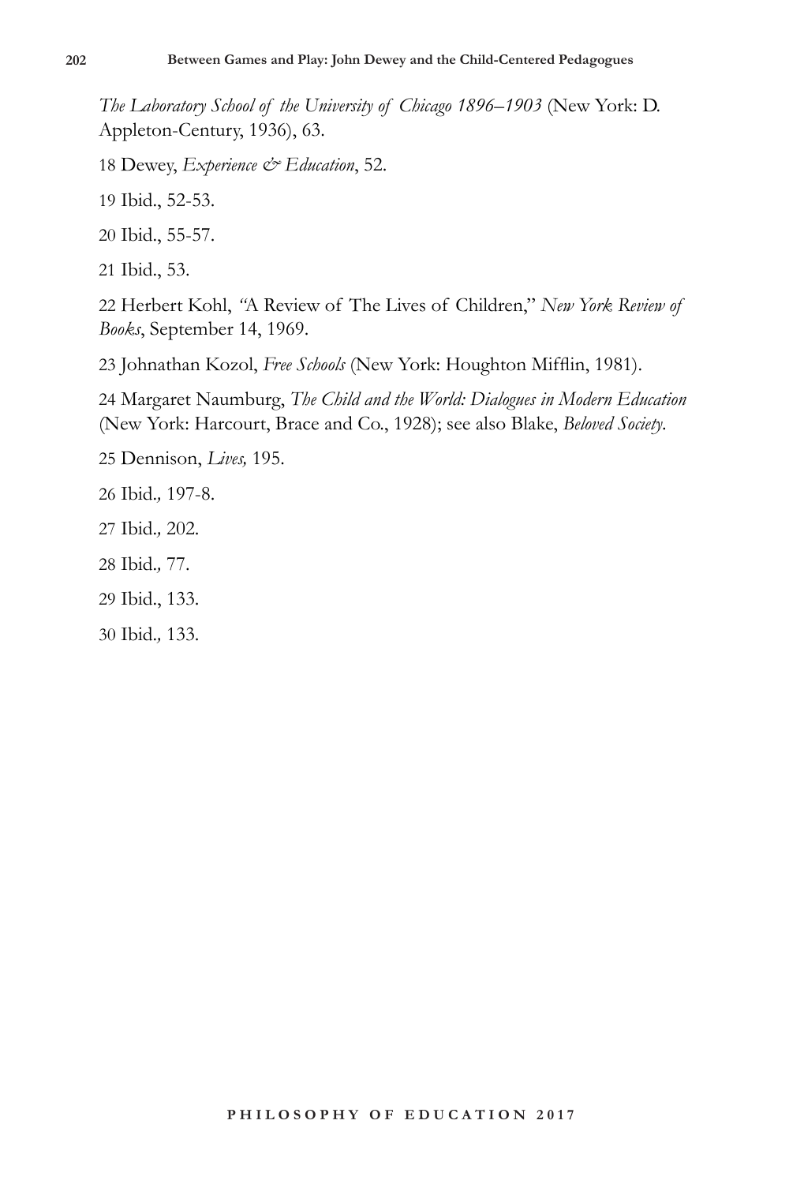*The Laboratory School of the University of Chicago 1896–1903* (New York: D. Appleton-Century, 1936), 63.

18 Dewey, *Experience & Education*, 52.

19 Ibid., 52-53.

20 Ibid., 55-57.

21 Ibid., 53.

22 Herbert Kohl, "A Review of The Lives of Children," *New York Review of Books*, September 14, 1969.

23 Johnathan Kozol, *Free Schools* (New York: Houghton Mifflin, 1981).

24 Margaret Naumburg, *The Child and the World: Dialogues in Modern Education* (New York: Harcourt, Brace and Co., 1928); see also Blake, *Beloved Society*.

25 Dennison, *Lives,* 195.

26 Ibid.*,* 197-8.

27 Ibid.*,* 202.

28 Ibid.*,* 77.

29 Ibid., 133.

30 Ibid.*,* 133.